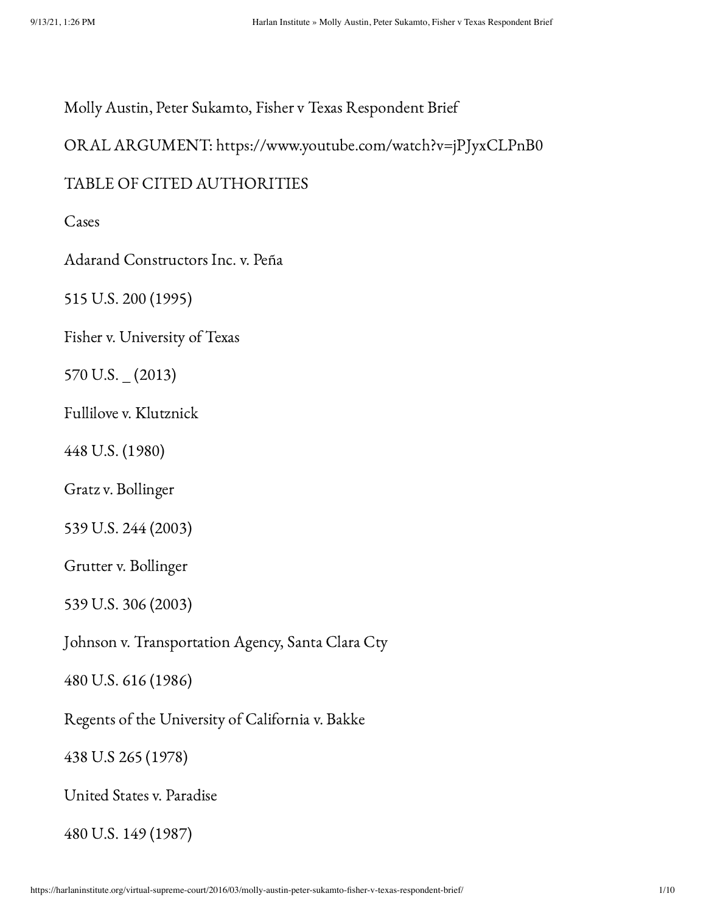# Molly Austin, Peter Sukamto, Fisher v Texas Respondent Brief

ORAL ARGUMENT: https://www.youtube.com/watch?v=jPJyxCLPnB0

## TABLE OF CITED AUTHORITIES

### Cases

Adarand Constructors Inc. v. Peña

515 U.S. 200 (1995)

Fisher v. University of Texas

570 U.S. _ (2013)

Fullilove v. Klutznick

448 U.S. (1980)

Gratz v. Bollinger

539 U.S. 244 (2003)

Grutter v. Bollinger

539 U.S. 306 (2003)

Johnson v. Transportation Agency, Santa Clara Cty

480 U.S. 616 (1986)

Regents of the University of California v. Bakke

438 U.S 265 (1978)

United States v. Paradise

480 U.S. 149 (1987)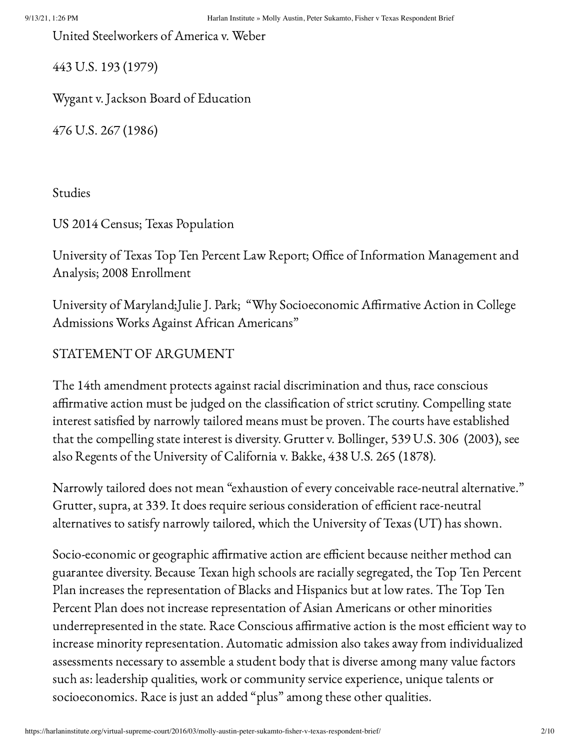United Steelworkers of America v. Weber

443 U.S. 193 (1979)

Wygant v. Jackson Board of Education

476 U.S. 267 (1986)

Studies

US 2014 Census; Texas Population

University of Texas Top Ten Percent Law Report; Office of Information Management and Analysis; 2008 Enrollment

University of Maryland;Julie J. Park; "Why Socioeconomic Affirmative Action in College Admissions Works Against African Americans"

STATEMENT OF ARGUMENT

The 14th amendment protects against racial discrimination and thus, race conscious affirmative action must be judged on the classification of strict scrutiny. Compelling state interest satisfied by narrowly tailored means must be proven. The courts have established that the compelling state interest is diversity. Grutter v. Bollinger, 539 U.S. 306 (2003), see also Regents of the University of California v. Bakke, 438 U.S. 265 (1878).

Narrowly tailored does not mean "exhaustion of every conceivable race-neutral alternative." Grutter, supra, at 339. It does require serious consideration of efficient race-neutral alternatives to satisfy narrowly tailored, which the University of Texas (UT) has shown.

Socio-economic or geographic affirmative action are efficient because neither method can guarantee diversity. Because Texan high schools are racially segregated, the Top Ten Percent Plan increases the representation of Blacks and Hispanics but at low rates. The Top Ten Percent Plan does not increase representation of Asian Americans or other minorities underrepresented in the state. Race Conscious affirmative action is the most efficient way to increase minority representation. Automatic admission also takes away from individualized assessments necessary to assemble a student body that is diverse among many value factors such as: leadership qualities, work or community service experience, unique talents or socioeconomics. Race is just an added "plus" among these other qualities.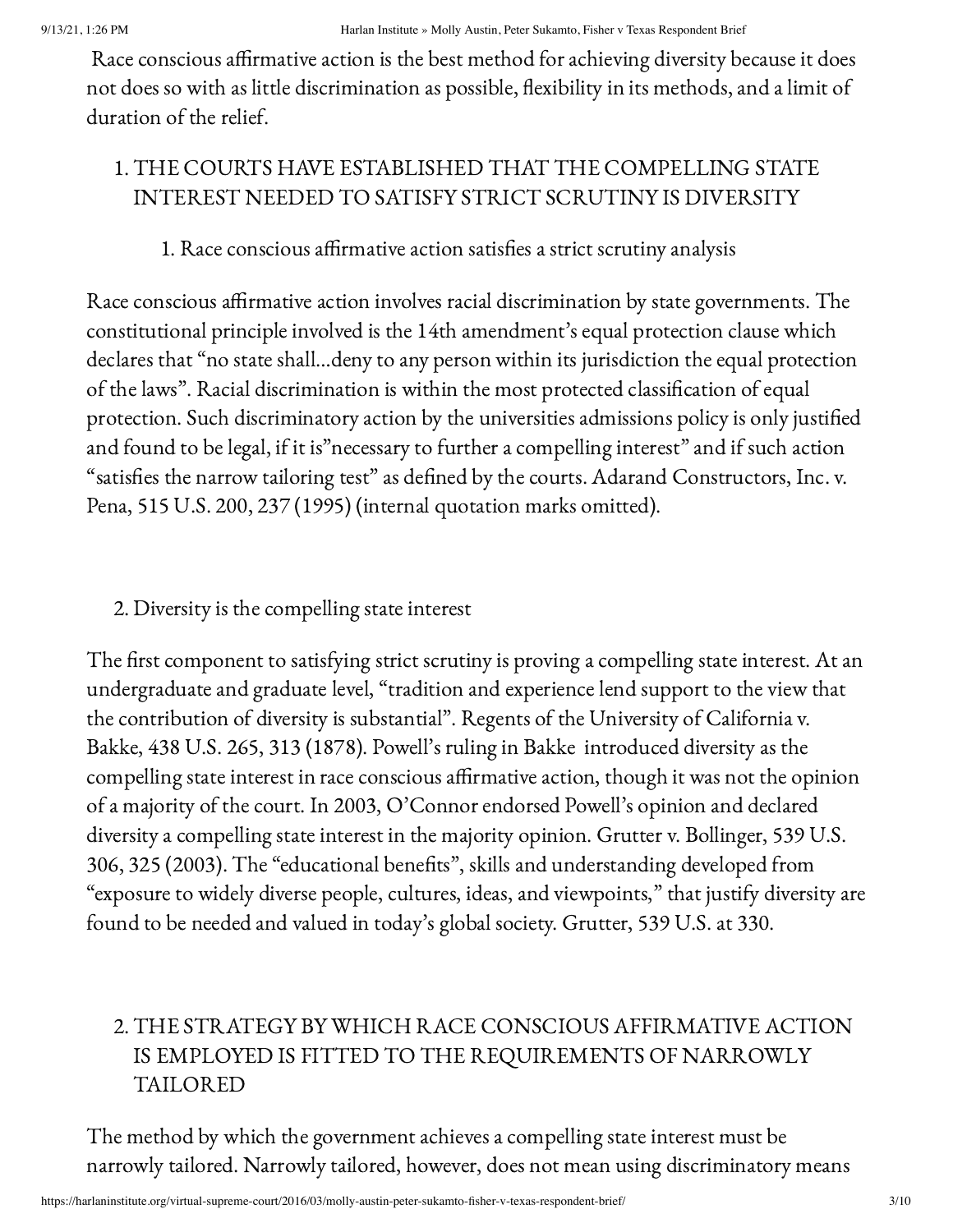Race conscious affirmative action is the best method for achieving diversity because it does not does so with as little discrimination as possible, flexibility in its methods, and a limit of duration of the relief.

1. THE COURTS HAVE ESTABLISHED THAT THE COMPELLING STATE INTEREST NEEDED TO SATISFY STRICT SCRUTINY IS DIVERSITY

    1. Race conscious affirmative action satisfies a strict scrutiny analysis

Race conscious affirmative action involves racial discrimination by state governments. The constitutional principle involved is the 14th amendment's equal protection clause which declares that "no state shall…deny to any person within its jurisdiction the equal protection of the laws". Racial discrimination is within the most protected classification of equal protection. Such discriminatory action by the universities admissions policy is only justified and found to be legal, if it is"necessary to further a compelling interest" and if such action "satisfies the narrow tailoring test" as defined by the courts. Adarand Constructors, Inc. v. Pena, 515 U.S. 200, 237 (1995) (internal quotation marks omitted).

    2. Diversity is the compelling state interest

The first component to satisfying strict scrutiny is proving a compelling state interest. At an undergraduate and graduate level, "tradition and experience lend support to the view that the contribution of diversity is substantial". Regents of the University of California v. Bakke, 438 U.S. 265, 313 (1878). Powell's ruling in Bakke introduced diversity as the compelling state interest in race conscious affirmative action, though it was not the opinion of a majority of the court. In 2003, O'Connor endorsed Powell's opinion and declared diversity a compelling state interest in the majority opinion. Grutter v. Bollinger, 539 U.S. 306, 325 (2003). The "educational benefits", skills and understanding developed from "exposure to widely diverse people, cultures, ideas, and viewpoints," that justify diversity are found to be needed and valued in today's global society. Grutter, 539 U.S. at 330.

2. THE STRATEGY BY WHICH RACE CONSCIOUS AFFIRMATIVE ACTION IS EMPLOYED IS FITTED TO THE REQUIREMENTS OF NARROWLY TAILORED

The method by which the government achieves a compelling state interest must be narrowly tailored. Narrowly tailored, however, does not mean using discriminatory means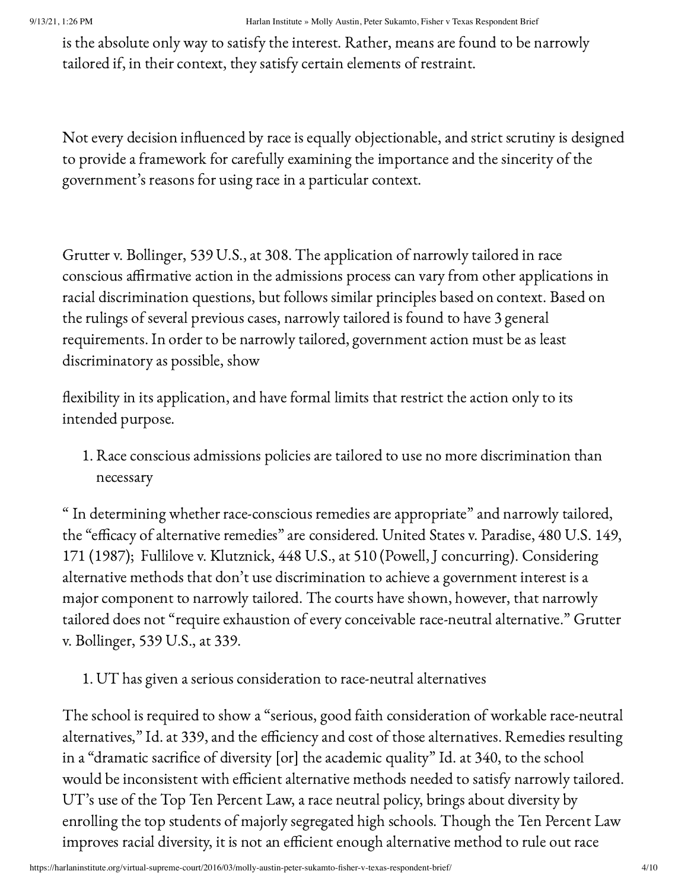is the absolute only way to satisfy the interest. Rather, means are found to be narrowly tailored if, in their context, they satisfy certain elements of restraint.

Not every decision influenced by race is equally objectionable, and strict scrutiny is designed to provide a framework for carefully examining the importance and the sincerity of the government's reasons for using race in a particular context.

Grutter v. Bollinger, 539 U.S., at 308. The application of narrowly tailored in race conscious affirmative action in the admissions process can vary from other applications in racial discrimination questions, but follows similar principles based on context. Based on the rulings of several previous cases, narrowly tailored is found to have 3 general requirements. In order to be narrowly tailored, government action must be as least discriminatory as possible, show

flexibility in its application, and have formal limits that restrict the action only to its intended purpose.

1. Race conscious admissions policies are tailored to use no more discrimination than necessary

" In determining whether race-conscious remedies are appropriate" and narrowly tailored, the "efficacy of alternative remedies" are considered. United States v. Paradise, 480 U.S. 149, 171 (1987); Fullilove v. Klutznick, 448 U.S., at 510 (Powell, J concurring). Considering alternative methods that don't use discrimination to achieve a government interest is a major component to narrowly tailored. The courts have shown, however, that narrowly tailored does not "require exhaustion of every conceivable race-neutral alternative." Grutter v. Bollinger, 539 U.S., at 339.

1. UT has given a serious consideration to race-neutral alternatives

The school is required to show a "serious, good faith consideration of workable race-neutral alternatives," Id. at 339, and the efficiency and cost of those alternatives. Remedies resulting in a "dramatic sacrifice of diversity [or] the academic quality" Id. at 340, to the school would be inconsistent with efficient alternative methods needed to satisfy narrowly tailored. UT's use of the Top Ten Percent Law, a race neutral policy, brings about diversity by enrolling the top students of majorly segregated high schools. Though the Ten Percent Law improves racial diversity, it is not an efficient enough alternative method to rule out race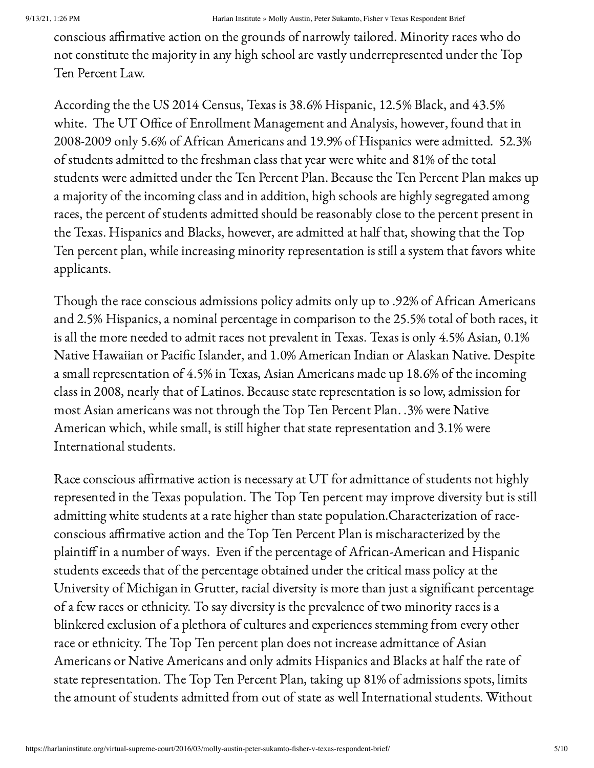conscious affirmative action on the grounds of narrowly tailored. Minority races who do not constitute the majority in any high school are vastly underrepresented under the Top Ten Percent Law.

According the the US 2014 Census, Texas is 38.6% Hispanic, 12.5% Black, and 43.5% white. The UT Office of Enrollment Management and Analysis, however, found that in 2008-2009 only 5.6% of African Americans and 19.9% of Hispanics were admitted. 52.3% of students admitted to the freshman class that year were white and 81% of the total students were admitted under the Ten Percent Plan. Because the Ten Percent Plan makes up a majority of the incoming class and in addition, high schools are highly segregated among races, the percent of students admitted should be reasonably close to the percent present in the Texas. Hispanics and Blacks, however, are admitted at half that, showing that the Top Ten percent plan, while increasing minority representation is still a system that favors white applicants.

Though the race conscious admissions policy admits only up to .92% of African Americans and 2.5% Hispanics, a nominal percentage in comparison to the 25.5% total of both races, it is all the more needed to admit races not prevalent in Texas. Texas is only 4.5% Asian, 0.1% Native Hawaiian or Pacific Islander, and 1.0% American Indian or Alaskan Native. Despite a small representation of 4.5% in Texas, Asian Americans made up 18.6% of the incoming class in 2008, nearly that of Latinos. Because state representation is so low, admission for most Asian americans was not through the Top Ten Percent Plan. .3% were Native American which, while small, is still higher that state representation and 3.1% were International students.

Race conscious affirmative action is necessary at UT for admittance of students not highly represented in the Texas population. The Top Ten percent may improve diversity but is still admitting white students at a rate higher than state population.Characterization of race-conscious affirmative action and the Top Ten Percent Plan is mischaracterized by the plaintiff in a number of ways. Even if the percentage of African-American and Hispanic students exceeds that of the percentage obtained under the critical mass policy at the University of Michigan in Grutter, racial diversity is more than just a significant percentage of a few races or ethnicity. To say diversity is the prevalence of two minority races is a blinkered exclusion of a plethora of cultures and experiences stemming from every other race or ethnicity. The Top Ten percent plan does not increase admittance of Asian Americans or Native Americans and only admits Hispanics and Blacks at half the rate of state representation. The Top Ten Percent Plan, taking up 81% of admissions spots, limits the amount of students admitted from out of state as well International students. Without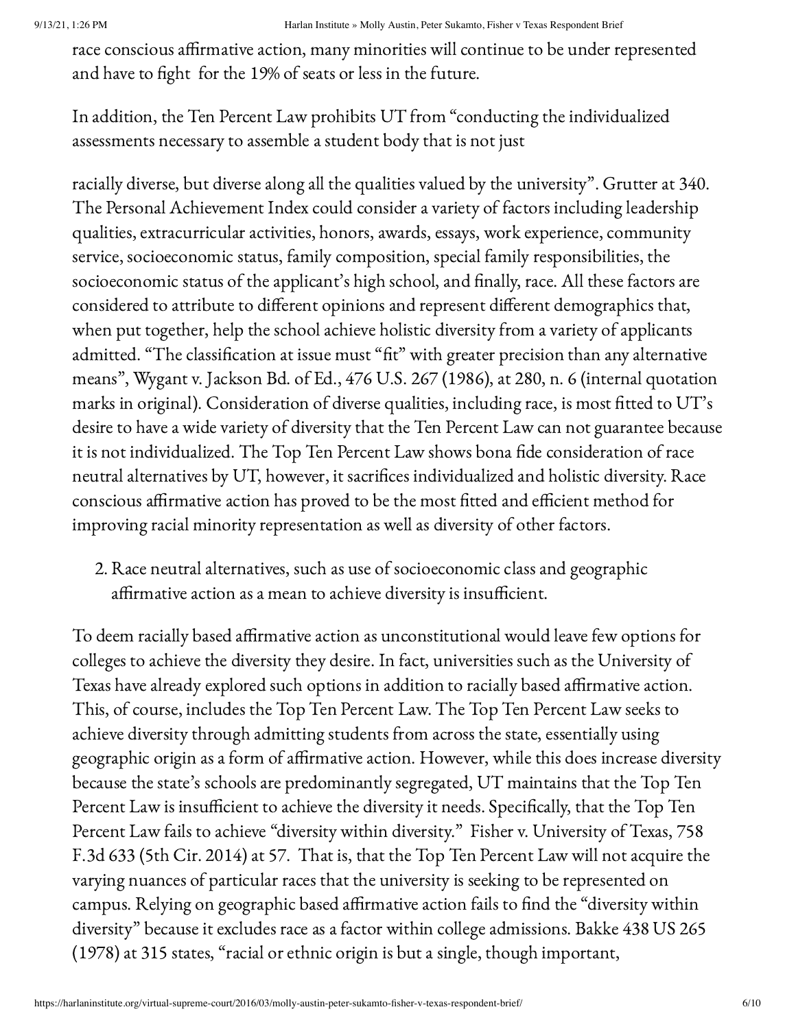race conscious affirmative action, many minorities will continue to be under represented and have to fight for the 19% of seats or less in the future.

In addition, the Ten Percent Law prohibits UT from "conducting the individualized assessments necessary to assemble a student body that is not just

racially diverse, but diverse along all the qualities valued by the university". Grutter at 340. The Personal Achievement Index could consider a variety of factors including leadership qualities, extracurricular activities, honors, awards, essays, work experience, community service, socioeconomic status, family composition, special family responsibilities, the socioeconomic status of the applicant's high school, and finally, race. All these factors are considered to attribute to different opinions and represent different demographics that, when put together, help the school achieve holistic diversity from a variety of applicants admitted. "The classification at issue must "fit" with greater precision than any alternative means", Wygant v. Jackson Bd. of Ed., 476 U.S. 267 (1986), at 280, n. 6 (internal quotation marks in original). Consideration of diverse qualities, including race, is most fitted to UT's desire to have a wide variety of diversity that the Ten Percent Law can not guarantee because it is not individualized. The Top Ten Percent Law shows bona fide consideration of race neutral alternatives by UT, however, it sacrifices individualized and holistic diversity. Race conscious affirmative action has proved to be the most fitted and efficient method for improving racial minority representation as well as diversity of other factors.

2. Race neutral alternatives, such as use of socioeconomic class and geographic affirmative action as a mean to achieve diversity is insufficient.

To deem racially based affirmative action as unconstitutional would leave few options for colleges to achieve the diversity they desire. In fact, universities such as the University of Texas have already explored such options in addition to racially based affirmative action. This, of course, includes the Top Ten Percent Law. The Top Ten Percent Law seeks to achieve diversity through admitting students from across the state, essentially using geographic origin as a form of affirmative action. However, while this does increase diversity because the state's schools are predominantly segregated, UT maintains that the Top Ten Percent Law is insufficient to achieve the diversity it needs. Specifically, that the Top Ten Percent Law fails to achieve "diversity within diversity." Fisher v. University of Texas, 758 F.3d 633 (5th Cir. 2014) at 57. That is, that the Top Ten Percent Law will not acquire the varying nuances of particular races that the university is seeking to be represented on campus. Relying on geographic based affirmative action fails to find the "diversity within diversity" because it excludes race as a factor within college admissions. Bakke 438 US 265 (1978) at 315 states, "racial or ethnic origin is but a single, though important,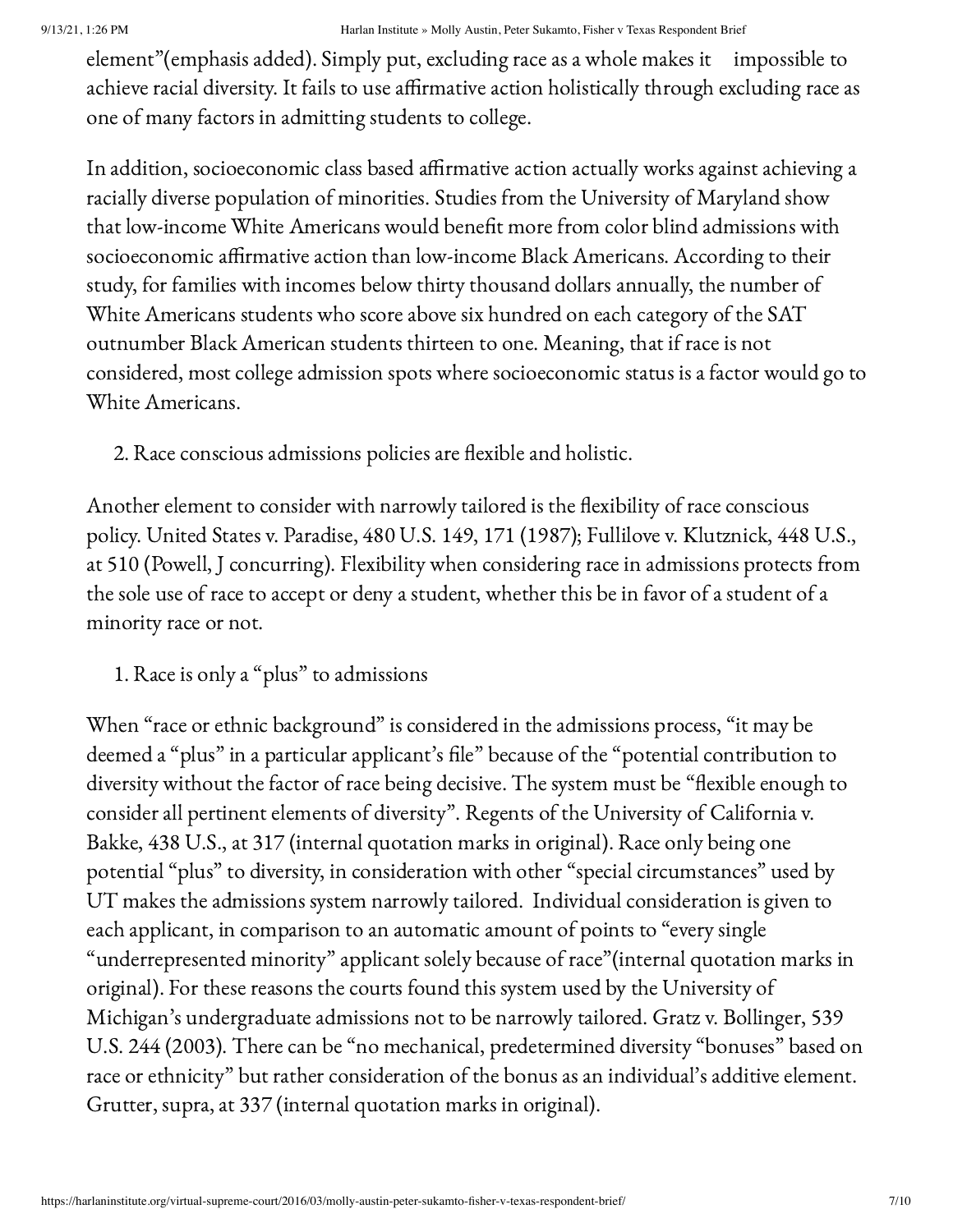element"(emphasis added). Simply put, excluding race as a whole makes it impossible to achieve racial diversity. It fails to use affirmative action holistically through excluding race as one of many factors in admitting students to college.

In addition, socioeconomic class based affirmative action actually works against achieving a racially diverse population of minorities. Studies from the University of Maryland show that low-income White Americans would benefit more from color blind admissions with socioeconomic affirmative action than low-income Black Americans. According to their study, for families with incomes below thirty thousand dollars annually, the number of White Americans students who score above six hundred on each category of the SAT outnumber Black American students thirteen to one. Meaning, that if race is not considered, most college admission spots where socioeconomic status is a factor would go to White Americans.

2. Race conscious admissions policies are flexible and holistic.

Another element to consider with narrowly tailored is the flexibility of race conscious policy. United States v. Paradise, 480 U.S. 149, 171 (1987); Fullilove v. Klutznick, 448 U.S., at 510 (Powell, J concurring). Flexibility when considering race in admissions protects from the sole use of race to accept or deny a student, whether this be in favor of a student of a minority race or not.

1. Race is only a "plus" to admissions

When "race or ethnic background" is considered in the admissions process, "it may be deemed a "plus" in a particular applicant's file" because of the "potential contribution to diversity without the factor of race being decisive. The system must be "flexible enough to consider all pertinent elements of diversity". Regents of the University of California v. Bakke, 438 U.S., at 317 (internal quotation marks in original). Race only being one potential "plus" to diversity, in consideration with other "special circumstances" used by UT makes the admissions system narrowly tailored. Individual consideration is given to each applicant, in comparison to an automatic amount of points to "every single "underrepresented minority" applicant solely because of race"(internal quotation marks in original). For these reasons the courts found this system used by the University of Michigan's undergraduate admissions not to be narrowly tailored. Gratz v. Bollinger, 539 U.S. 244 (2003). There can be "no mechanical, predetermined diversity "bonuses" based on race or ethnicity" but rather consideration of the bonus as an individual's additive element. Grutter, supra, at 337 (internal quotation marks in original).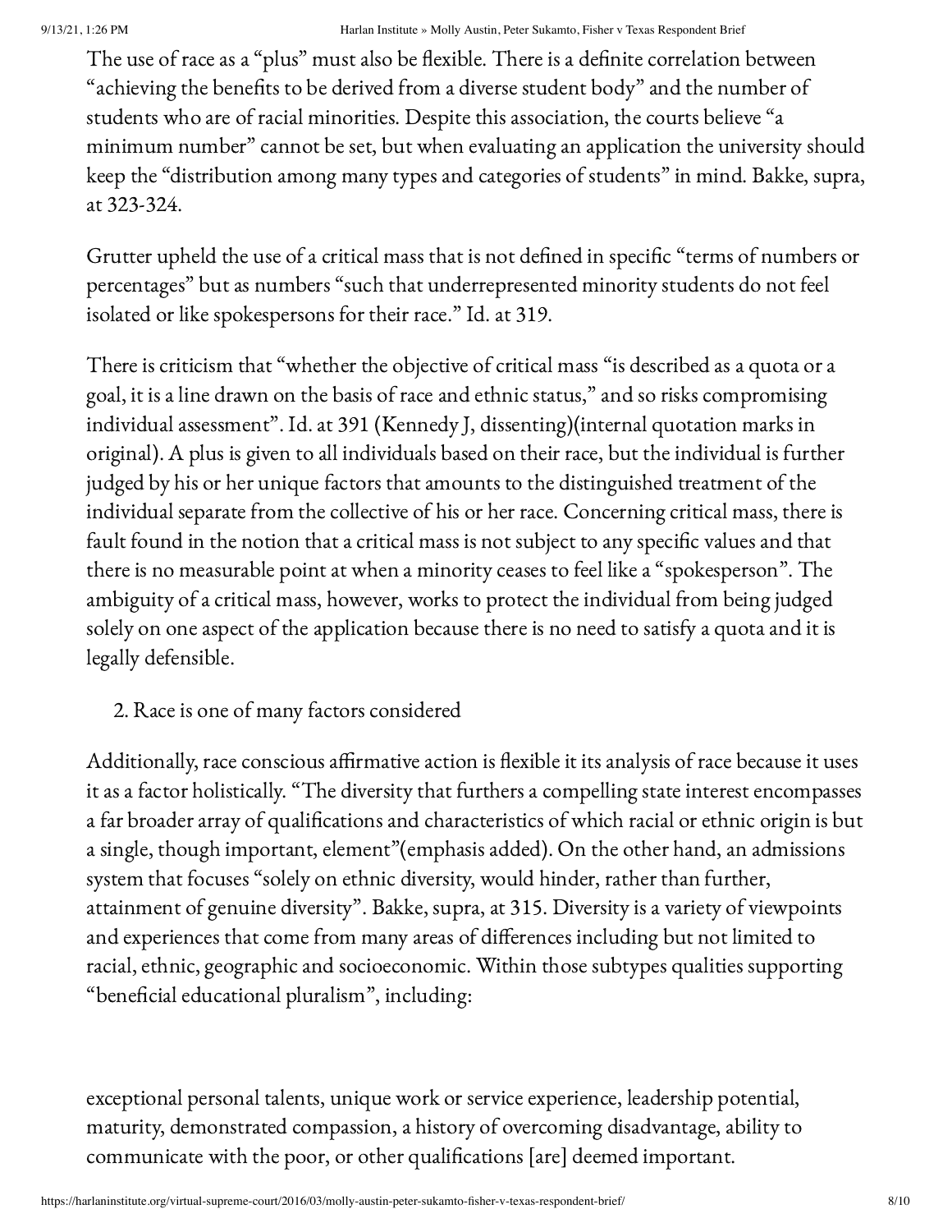The use of race as a "plus" must also be flexible. There is a definite correlation between "achieving the benefits to be derived from a diverse student body" and the number of students who are of racial minorities. Despite this association, the courts believe "a minimum number" cannot be set, but when evaluating an application the university should keep the "distribution among many types and categories of students" in mind. Bakke, supra, at 323-324.

Grutter upheld the use of a critical mass that is not defined in specific "terms of numbers or percentages" but as numbers "such that underrepresented minority students do not feel isolated or like spokespersons for their race." Id. at 319.

There is criticism that "whether the objective of critical mass "is described as a quota or a goal, it is a line drawn on the basis of race and ethnic status," and so risks compromising individual assessment". Id. at 391 (Kennedy J, dissenting)(internal quotation marks in original). A plus is given to all individuals based on their race, but the individual is further judged by his or her unique factors that amounts to the distinguished treatment of the individual separate from the collective of his or her race. Concerning critical mass, there is fault found in the notion that a critical mass is not subject to any specific values and that there is no measurable point at when a minority ceases to feel like a "spokesperson". The ambiguity of a critical mass, however, works to protect the individual from being judged solely on one aspect of the application because there is no need to satisfy a quota and it is legally defensible.

2. Race is one of many factors considered

Additionally, race conscious affirmative action is flexible it its analysis of race because it uses it as a factor holistically. "The diversity that furthers a compelling state interest encompasses a far broader array of qualifications and characteristics of which racial or ethnic origin is but a single, though important, element"(emphasis added). On the other hand, an admissions system that focuses "solely on ethnic diversity, would hinder, rather than further, attainment of genuine diversity". Bakke, supra, at 315. Diversity is a variety of viewpoints and experiences that come from many areas of differences including but not limited to racial, ethnic, geographic and socioeconomic. Within those subtypes qualities supporting "beneficial educational pluralism", including:

exceptional personal talents, unique work or service experience, leadership potential, maturity, demonstrated compassion, a history of overcoming disadvantage, ability to communicate with the poor, or other qualifications [are] deemed important.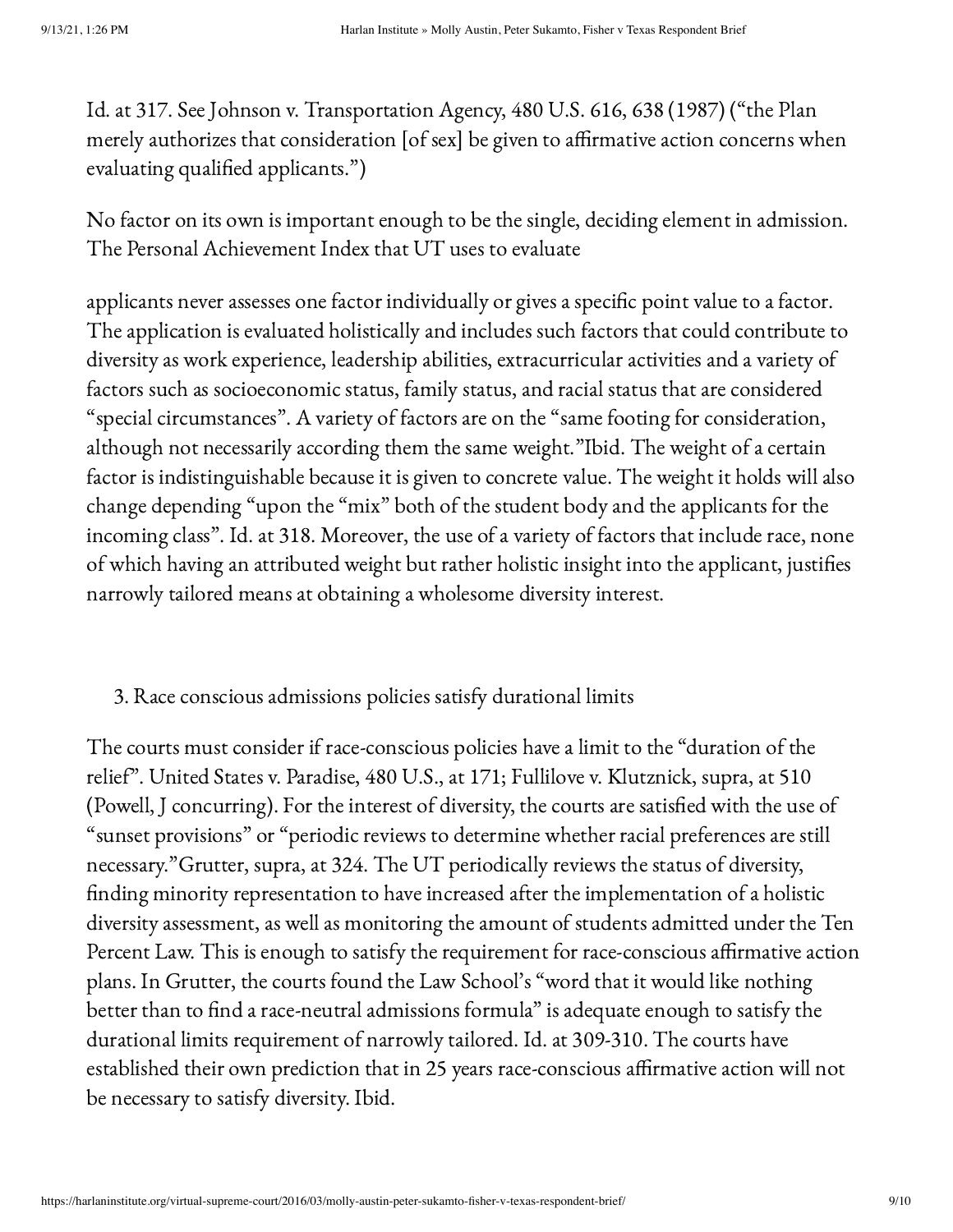Id. at 317. See Johnson v. Transportation Agency, 480 U.S. 616, 638 (1987) ("the Plan merely authorizes that consideration [of sex] be given to affirmative action concerns when evaluating qualified applicants.")

No factor on its own is important enough to be the single, deciding element in admission. The Personal Achievement Index that UT uses to evaluate

applicants never assesses one factor individually or gives a specific point value to a factor. The application is evaluated holistically and includes such factors that could contribute to diversity as work experience, leadership abilities, extracurricular activities and a variety of factors such as socioeconomic status, family status, and racial status that are considered "special circumstances". A variety of factors are on the "same footing for consideration, although not necessarily according them the same weight."Ibid. The weight of a certain factor is indistinguishable because it is given to concrete value. The weight it holds will also change depending "upon the "mix" both of the student body and the applicants for the incoming class". Id. at 318. Moreover, the use of a variety of factors that include race, none of which having an attributed weight but rather holistic insight into the applicant, justifies narrowly tailored means at obtaining a wholesome diversity interest.

3. Race conscious admissions policies satisfy durational limits

The courts must consider if race-conscious policies have a limit to the "duration of the relief". United States v. Paradise, 480 U.S., at 171; Fullilove v. Klutznick, supra, at 510 (Powell, J concurring). For the interest of diversity, the courts are satisfied with the use of "sunset provisions" or "periodic reviews to determine whether racial preferences are still necessary."Grutter, supra, at 324. The UT periodically reviews the status of diversity, finding minority representation to have increased after the implementation of a holistic diversity assessment, as well as monitoring the amount of students admitted under the Ten Percent Law. This is enough to satisfy the requirement for race-conscious affirmative action plans. In Grutter, the courts found the Law School's "word that it would like nothing better than to find a race-neutral admissions formula" is adequate enough to satisfy the durational limits requirement of narrowly tailored. Id. at 309-310. The courts have established their own prediction that in 25 years race-conscious affirmative action will not be necessary to satisfy diversity. Ibid.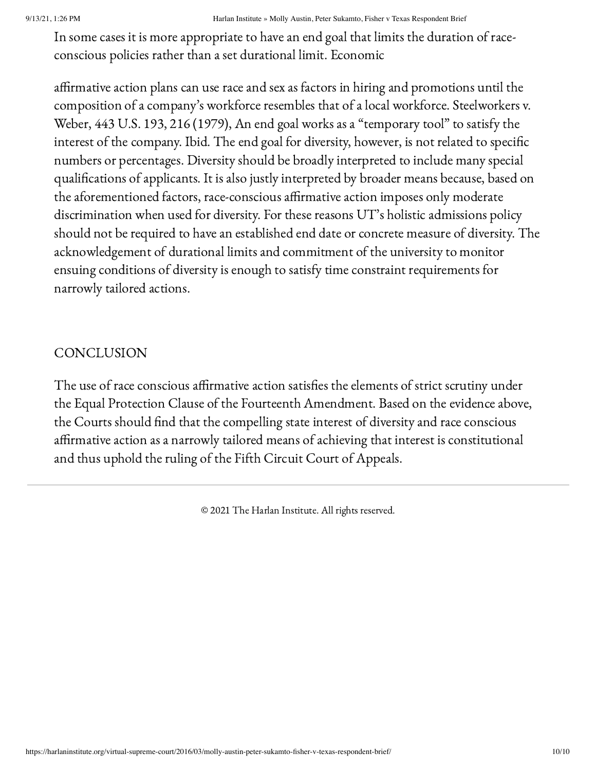In some cases it is more appropriate to have an end goal that limits the duration of race-conscious policies rather than a set durational limit. Economic

affirmative action plans can use race and sex as factors in hiring and promotions until the composition of a company's workforce resembles that of a local workforce. Steelworkers v. Weber, 443 U.S. 193, 216 (1979), An end goal works as a "temporary tool" to satisfy the interest of the company. Ibid. The end goal for diversity, however, is not related to specific numbers or percentages. Diversity should be broadly interpreted to include many special qualifications of applicants. It is also justly interpreted by broader means because, based on the aforementioned factors, race-conscious affirmative action imposes only moderate discrimination when used for diversity. For these reasons UT's holistic admissions policy should not be required to have an established end date or concrete measure of diversity. The acknowledgement of durational limits and commitment of the university to monitor ensuing conditions of diversity is enough to satisfy time constraint requirements for narrowly tailored actions.

## CONCLUSION

The use of race conscious affirmative action satisfies the elements of strict scrutiny under the Equal Protection Clause of the Fourteenth Amendment. Based on the evidence above, the Courts should find that the compelling state interest of diversity and race conscious affirmative action as a narrowly tailored means of achieving that interest is constitutional and thus uphold the ruling of the Fifth Circuit Court of Appeals.

---

© 2021 The Harlan Institute. All rights reserved.